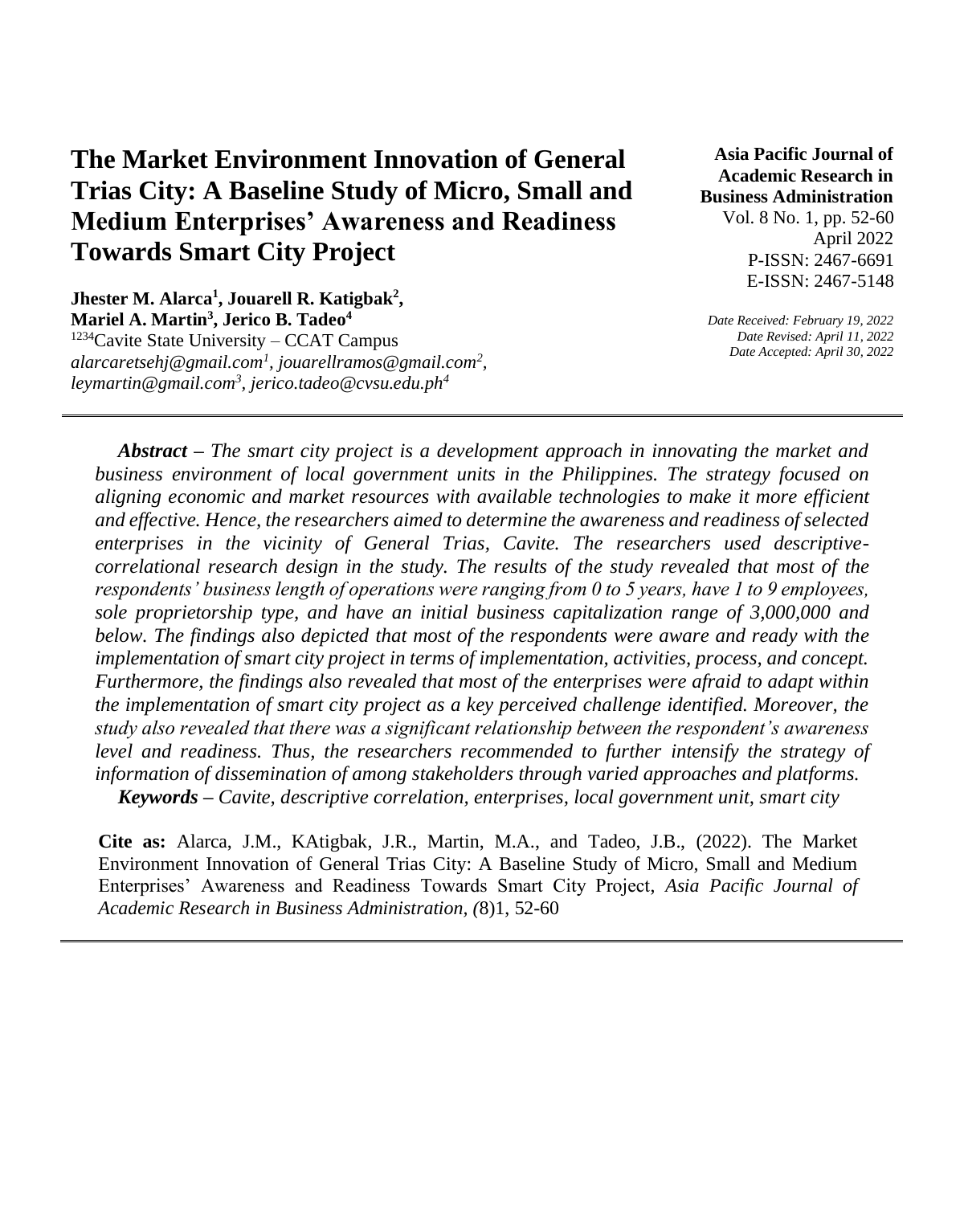# The Market Environment Innovation of General Trias City: A Baseline Study of Micro, Small and Medium Enterprises' Awareness and Readiness Towards Smart City Project

**Asia Pacific Journal of Academic Research in Business Administration**
Vol. 8 No. 1, pp. 52-60
April 2022
P-ISSN: 2467-6691
E-ISSN: 2467-5148

*Date Received: February 19, 2022*
*Date Revised: April 11, 2022*
*Date Accepted: April 30, 2022*

**Jhester M. Alarca[1], Jouarell R. Katigbak[2], Mariel A. Martin[3], Jerico B. Tadeo[4]**
[1234]Cavite State University – CCAT Campus
*alarcaretsehj@gmail.com[1], jouarellramos@gmail.com[2], leymartin@gmail.com[3], jerico.tadeo@cvsu.edu.ph[4]*

---

***Abstract*** *– The smart city project is a development approach in innovating the market and business environment of local government units in the Philippines. The strategy focused on aligning economic and market resources with available technologies to make it more efficient and effective. Hence, the researchers aimed to determine the awareness and readiness of selected enterprises in the vicinity of General Trias, Cavite. The researchers used descriptive-correlational research design in the study. The results of the study revealed that most of the respondents' business length of operations were ranging from 0 to 5 years, have 1 to 9 employees, sole proprietorship type, and have an initial business capitalization range of 3,000,000 and below. The findings also depicted that most of the respondents were aware and ready with the implementation of smart city project in terms of implementation, activities, process, and concept. Furthermore, the findings also revealed that most of the enterprises were afraid to adapt within the implementation of smart city project as a key perceived challenge identified. Moreover, the study also revealed that there was a significant relationship between the respondent's awareness level and readiness. Thus, the researchers recommended to further intensify the strategy of information of dissemination of among stakeholders through varied approaches and platforms.*

***Keywords*** *– Cavite, descriptive correlation, enterprises, local government unit, smart city*

**Cite as:** Alarca, J.M., KAtigbak, J.R., Martin, M.A., and Tadeo, J.B., (2022). The Market Environment Innovation of General Trias City: A Baseline Study of Micro, Small and Medium Enterprises' Awareness and Readiness Towards Smart City Project, *Asia Pacific Journal of Academic Research in Business Administration, (*8)1, 52-60

---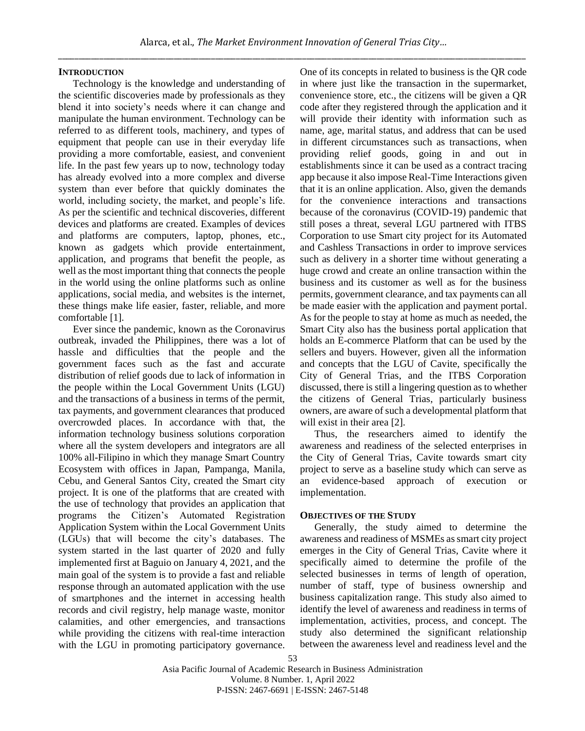## INTRODUCTION

Technology is the knowledge and understanding of the scientific discoveries made by professionals as they blend it into society's needs where it can change and manipulate the human environment. Technology can be referred to as different tools, machinery, and types of equipment that people can use in their everyday life providing a more comfortable, easiest, and convenient life. In the past few years up to now, technology today has already evolved into a more complex and diverse system than ever before that quickly dominates the world, including society, the market, and people's life. As per the scientific and technical discoveries, different devices and platforms are created. Examples of devices and platforms are computers, laptop, phones, etc., known as gadgets which provide entertainment, application, and programs that benefit the people, as well as the most important thing that connects the people in the world using the online platforms such as online applications, social media, and websites is the internet, these things make life easier, faster, reliable, and more comfortable [1].

Ever since the pandemic, known as the Coronavirus outbreak, invaded the Philippines, there was a lot of hassle and difficulties that the people and the government faces such as the fast and accurate distribution of relief goods due to lack of information in the people within the Local Government Units (LGU) and the transactions of a business in terms of the permit, tax payments, and government clearances that produced overcrowded places. In accordance with that, the information technology business solutions corporation where all the system developers and integrators are all 100% all-Filipino in which they manage Smart Country Ecosystem with offices in Japan, Pampanga, Manila, Cebu, and General Santos City, created the Smart city project. It is one of the platforms that are created with the use of technology that provides an application that programs the Citizen's Automated Registration Application System within the Local Government Units (LGUs) that will become the city's databases. The system started in the last quarter of 2020 and fully implemented first at Baguio on January 4, 2021, and the main goal of the system is to provide a fast and reliable response through an automated application with the use of smartphones and the internet in accessing health records and civil registry, help manage waste, monitor calamities, and other emergencies, and transactions while providing the citizens with real-time interaction with the LGU in promoting participatory governance. One of its concepts in related to business is the QR code in where just like the transaction in the supermarket, convenience store, etc., the citizens will be given a QR code after they registered through the application and it will provide their identity with information such as name, age, marital status, and address that can be used in different circumstances such as transactions, when providing relief goods, going in and out in establishments since it can be used as a contract tracing app because it also impose Real-Time Interactions given that it is an online application. Also, given the demands for the convenience interactions and transactions because of the coronavirus (COVID-19) pandemic that still poses a threat, several LGU partnered with ITBS Corporation to use Smart city project for its Automated and Cashless Transactions in order to improve services such as delivery in a shorter time without generating a huge crowd and create an online transaction within the business and its customer as well as for the business permits, government clearance, and tax payments can all be made easier with the application and payment portal. As for the people to stay at home as much as needed, the Smart City also has the business portal application that holds an E-commerce Platform that can be used by the sellers and buyers. However, given all the information and concepts that the LGU of Cavite, specifically the City of General Trias, and the ITBS Corporation discussed, there is still a lingering question as to whether the citizens of General Trias, particularly business owners, are aware of such a developmental platform that will exist in their area [2].

Thus, the researchers aimed to identify the awareness and readiness of the selected enterprises in the City of General Trias, Cavite towards smart city project to serve as a baseline study which can serve as an evidence-based approach of execution or implementation.

## OBJECTIVES OF THE STUDY

Generally, the study aimed to determine the awareness and readiness of MSMEs as smart city project emerges in the City of General Trias, Cavite where it specifically aimed to determine the profile of the selected businesses in terms of length of operation, number of staff, type of business ownership and business capitalization range. This study also aimed to identify the level of awareness and readiness in terms of implementation, activities, process, and concept. The study also determined the significant relationship between the awareness level and readiness level and the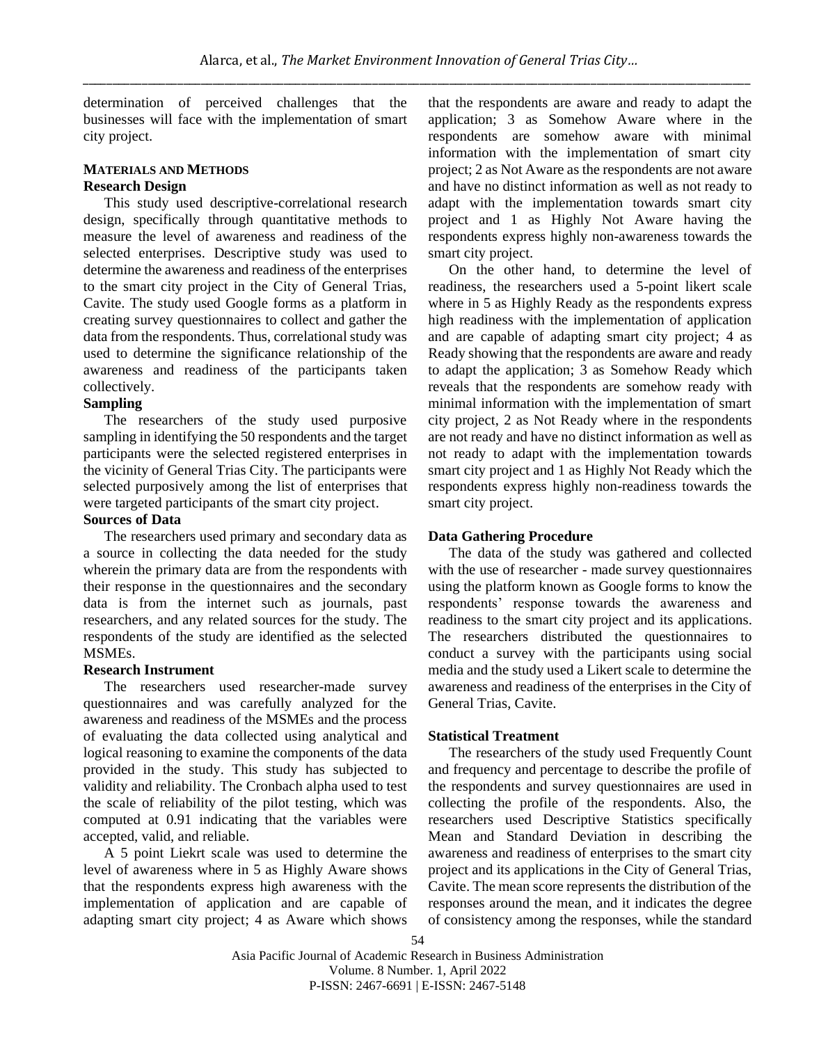determination of perceived challenges that the businesses will face with the implementation of smart city project.

## MATERIALS AND METHODS

### Research Design

This study used descriptive-correlational research design, specifically through quantitative methods to measure the level of awareness and readiness of the selected enterprises. Descriptive study was used to determine the awareness and readiness of the enterprises to the smart city project in the City of General Trias, Cavite. The study used Google forms as a platform in creating survey questionnaires to collect and gather the data from the respondents. Thus, correlational study was used to determine the significance relationship of the awareness and readiness of the participants taken collectively.

### Sampling

The researchers of the study used purposive sampling in identifying the 50 respondents and the target participants were the selected registered enterprises in the vicinity of General Trias City. The participants were selected purposively among the list of enterprises that were targeted participants of the smart city project.

### Sources of Data

The researchers used primary and secondary data as a source in collecting the data needed for the study wherein the primary data are from the respondents with their response in the questionnaires and the secondary data is from the internet such as journals, past researchers, and any related sources for the study. The respondents of the study are identified as the selected MSMEs.

### Research Instrument

The researchers used researcher-made survey questionnaires and was carefully analyzed for the awareness and readiness of the MSMEs and the process of evaluating the data collected using analytical and logical reasoning to examine the components of the data provided in the study. This study has subjected to validity and reliability. The Cronbach alpha used to test the scale of reliability of the pilot testing, which was computed at 0.91 indicating that the variables were accepted, valid, and reliable.

A 5 point Liekrt scale was used to determine the level of awareness where in 5 as Highly Aware shows that the respondents express high awareness with the implementation of application and are capable of adapting smart city project; 4 as Aware which shows that the respondents are aware and ready to adapt the application; 3 as Somehow Aware where in the respondents are somehow aware with minimal information with the implementation of smart city project; 2 as Not Aware as the respondents are not aware and have no distinct information as well as not ready to adapt with the implementation towards smart city project and 1 as Highly Not Aware having the respondents express highly non-awareness towards the smart city project.

On the other hand, to determine the level of readiness, the researchers used a 5-point likert scale where in 5 as Highly Ready as the respondents express high readiness with the implementation of application and are capable of adapting smart city project; 4 as Ready showing that the respondents are aware and ready to adapt the application; 3 as Somehow Ready which reveals that the respondents are somehow ready with minimal information with the implementation of smart city project, 2 as Not Ready where in the respondents are not ready and have no distinct information as well as not ready to adapt with the implementation towards smart city project and 1 as Highly Not Ready which the respondents express highly non-readiness towards the smart city project.

### Data Gathering Procedure

The data of the study was gathered and collected with the use of researcher - made survey questionnaires using the platform known as Google forms to know the respondents' response towards the awareness and readiness to the smart city project and its applications. The researchers distributed the questionnaires to conduct a survey with the participants using social media and the study used a Likert scale to determine the awareness and readiness of the enterprises in the City of General Trias, Cavite.

### Statistical Treatment

The researchers of the study used Frequently Count and frequency and percentage to describe the profile of the respondents and survey questionnaires are used in collecting the profile of the respondents. Also, the researchers used Descriptive Statistics specifically Mean and Standard Deviation in describing the awareness and readiness of enterprises to the smart city project and its applications in the City of General Trias, Cavite. The mean score represents the distribution of the responses around the mean, and it indicates the degree of consistency among the responses, while the standard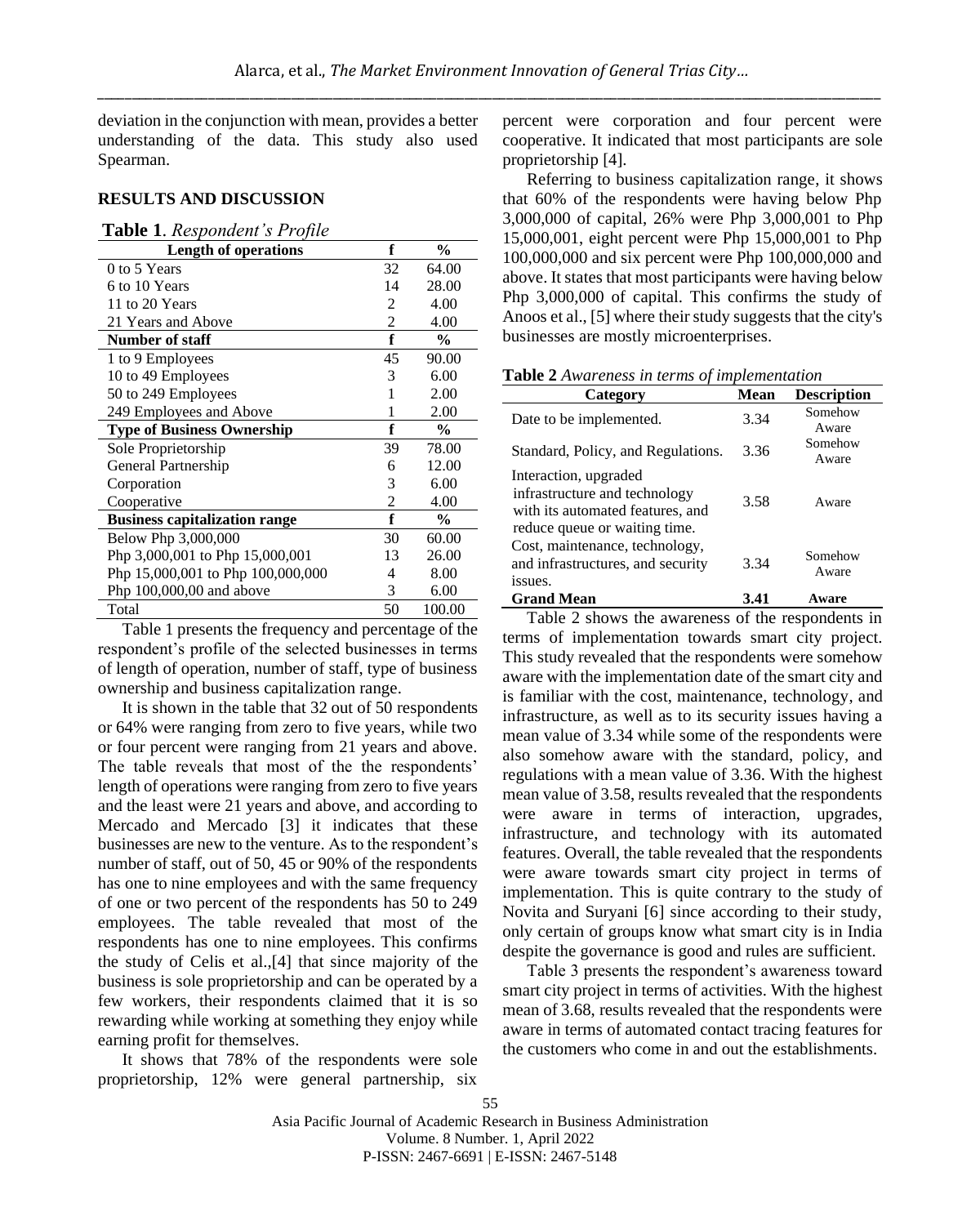deviation in the conjunction with mean, provides a better understanding of the data. This study also used Spearman.

## RESULTS AND DISCUSSION

**Table 1**. *Respondent's Profile*

| Length of operations | f | % |
|---|---|---|
| 0 to 5 Years | 32 | 64.00 |
| 6 to 10 Years | 14 | 28.00 |
| 11 to 20 Years | 2 | 4.00 |
| 21 Years and Above | 2 | 4.00 |
| **Number of staff** | **f** | **%** |
| 1 to 9 Employees | 45 | 90.00 |
| 10 to 49 Employees | 3 | 6.00 |
| 50 to 249 Employees | 1 | 2.00 |
| 249 Employees and Above | 1 | 2.00 |
| **Type of Business Ownership** | **f** | **%** |
| Sole Proprietorship | 39 | 78.00 |
| General Partnership | 6 | 12.00 |
| Corporation | 3 | 6.00 |
| Cooperative | 2 | 4.00 |
| **Business capitalization range** | **f** | **%** |
| Below Php 3,000,000 | 30 | 60.00 |
| Php 3,000,001 to Php 15,000,001 | 13 | 26.00 |
| Php 15,000,001 to Php 100,000,000 | 4 | 8.00 |
| Php 100,000,00 and above | 3 | 6.00 |
| Total | 50 | 100.00 |

Table 1 presents the frequency and percentage of the respondent's profile of the selected businesses in terms of length of operation, number of staff, type of business ownership and business capitalization range.

It is shown in the table that 32 out of 50 respondents or 64% were ranging from zero to five years, while two or four percent were ranging from 21 years and above. The table reveals that most of the the respondents' length of operations were ranging from zero to five years and the least were 21 years and above, and according to Mercado and Mercado [3] it indicates that these businesses are new to the venture. As to the respondent's number of staff, out of 50, 45 or 90% of the respondents has one to nine employees and with the same frequency of one or two percent of the respondents has 50 to 249 employees. The table revealed that most of the respondents has one to nine employees. This confirms the study of Celis et al.,[4] that since majority of the business is sole proprietorship and can be operated by a few workers, their respondents claimed that it is so rewarding while working at something they enjoy while earning profit for themselves.

It shows that 78% of the respondents were sole proprietorship, 12% were general partnership, six percent were corporation and four percent were cooperative. It indicated that most participants are sole proprietorship [4].

Referring to business capitalization range, it shows that 60% of the respondents were having below Php 3,000,000 of capital, 26% were Php 3,000,001 to Php 15,000,001, eight percent were Php 15,000,001 to Php 100,000,000 and six percent were Php 100,000,000 and above. It states that most participants were having below Php 3,000,000 of capital. This confirms the study of Anoos et al., [5] where their study suggests that the city's businesses are mostly microenterprises.

**Table 2** *Awareness in terms of implementation*

| Category | Mean | Description |
|---|---|---|
| Date to be implemented. | 3.34 | Somehow Aware |
| Standard, Policy, and Regulations. | 3.36 | Somehow Aware |
| Interaction, upgraded infrastructure and technology with its automated features, and reduce queue or waiting time. | 3.58 | Aware |
| Cost, maintenance, technology, and infrastructures, and security issues. | 3.34 | Somehow Aware |
| **Grand Mean** | **3.41** | **Aware** |

Table 2 shows the awareness of the respondents in terms of implementation towards smart city project. This study revealed that the respondents were somehow aware with the implementation date of the smart city and is familiar with the cost, maintenance, technology, and infrastructure, as well as to its security issues having a mean value of 3.34 while some of the respondents were also somehow aware with the standard, policy, and regulations with a mean value of 3.36. With the highest mean value of 3.58, results revealed that the respondents were aware in terms of interaction, upgrades, infrastructure, and technology with its automated features. Overall, the table revealed that the respondents were aware towards smart city project in terms of implementation. This is quite contrary to the study of Novita and Suryani [6] since according to their study, only certain of groups know what smart city is in India despite the governance is good and rules are sufficient.

Table 3 presents the respondent's awareness toward smart city project in terms of activities. With the highest mean of 3.68, results revealed that the respondents were aware in terms of automated contact tracing features for the customers who come in and out the establishments.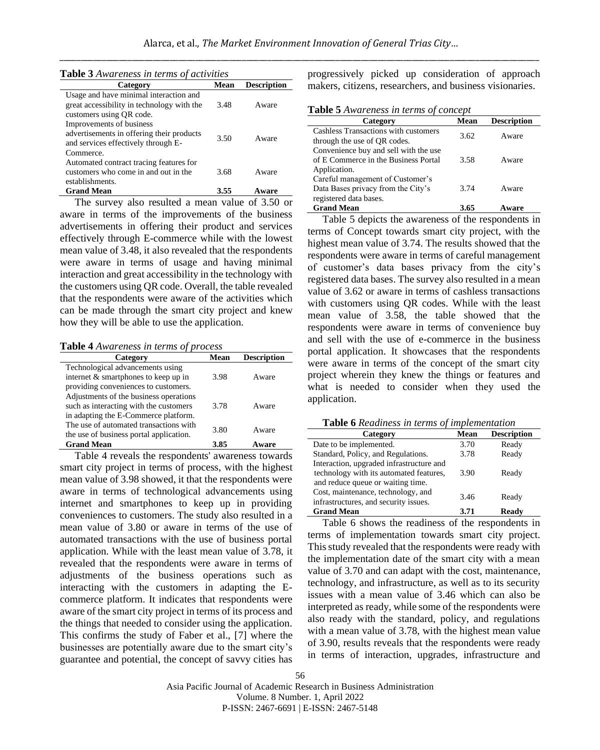**Table 3** *Awareness in terms of activities*

| Category | Mean | Description |
|---|---|---|
| Usage and have minimal interaction and great accessibility in technology with the customers using QR code. | 3.48 | Aware |
| Improvements of business advertisements in offering their products and services effectively through E-Commerce. | 3.50 | Aware |
| Automated contract tracing features for customers who come in and out in the establishments. | 3.68 | Aware |
| **Grand Mean** | **3.55** | **Aware** |

The survey also resulted a mean value of 3.50 or aware in terms of the improvements of the business advertisements in offering their product and services effectively through E-commerce while with the lowest mean value of 3.48, it also revealed that the respondents were aware in terms of usage and having minimal interaction and great accessibility in the technology with the customers using QR code. Overall, the table revealed that the respondents were aware of the activities which can be made through the smart city project and knew how they will be able to use the application.

**Table 4** *Awareness in terms of process*

| Category | Mean | Description |
|---|---|---|
| Technological advancements using internet & smartphones to keep up in providing conveniences to customers. | 3.98 | Aware |
| Adjustments of the business operations such as interacting with the customers in adapting the E-Commerce platform. | 3.78 | Aware |
| The use of automated transactions with the use of business portal application. | 3.80 | Aware |
| **Grand Mean** | **3.85** | **Aware** |

Table 4 reveals the respondents' awareness towards smart city project in terms of process, with the highest mean value of 3.98 showed, it that the respondents were aware in terms of technological advancements using internet and smartphones to keep up in providing conveniences to customers. The study also resulted in a mean value of 3.80 or aware in terms of the use of automated transactions with the use of business portal application. While with the least mean value of 3.78, it revealed that the respondents were aware in terms of adjustments of the business operations such as interacting with the customers in adapting the E-commerce platform. It indicates that respondents were aware of the smart city project in terms of its process and the things that needed to consider using the application. This confirms the study of Faber et al., [7] where the businesses are potentially aware due to the smart city's guarantee and potential, the concept of savvy cities has progressively picked up consideration of approach makers, citizens, researchers, and business visionaries.

**Table 5** *Awareness in terms of concept*

| Category | Mean | Description |
|---|---|---|
| Cashless Transactions with customers through the use of QR codes. | 3.62 | Aware |
| Convenience buy and sell with the use of E Commerce in the Business Portal Application. | 3.58 | Aware |
| Careful management of Customer's Data Bases privacy from the City's registered data bases. | 3.74 | Aware |
| **Grand Mean** | **3.65** | **Aware** |

Table 5 depicts the awareness of the respondents in terms of Concept towards smart city project, with the highest mean value of 3.74. The results showed that the respondents were aware in terms of careful management of customer's data bases privacy from the city's registered data bases. The survey also resulted in a mean value of 3.62 or aware in terms of cashless transactions with customers using QR codes. While with the least mean value of 3.58, the table showed that the respondents were aware in terms of convenience buy and sell with the use of e-commerce in the business portal application. It showcases that the respondents were aware in terms of the concept of the smart city project wherein they knew the things or features and what is needed to consider when they used the application.

**Table 6** *Readiness in terms of implementation*

| Category | Mean | Description |
|---|---|---|
| Date to be implemented. | 3.70 | Ready |
| Standard, Policy, and Regulations. | 3.78 | Ready |
| Interaction, upgraded infrastructure and technology with its automated features, and reduce queue or waiting time. | 3.90 | Ready |
| Cost, maintenance, technology, and infrastructures, and security issues. | 3.46 | Ready |
| **Grand Mean** | **3.71** | **Ready** |

Table 6 shows the readiness of the respondents in terms of implementation towards smart city project. This study revealed that the respondents were ready with the implementation date of the smart city with a mean value of 3.70 and can adapt with the cost, maintenance, technology, and infrastructure, as well as to its security issues with a mean value of 3.46 which can also be interpreted as ready, while some of the respondents were also ready with the standard, policy, and regulations with a mean value of 3.78, with the highest mean value of 3.90, results reveals that the respondents were ready in terms of interaction, upgrades, infrastructure and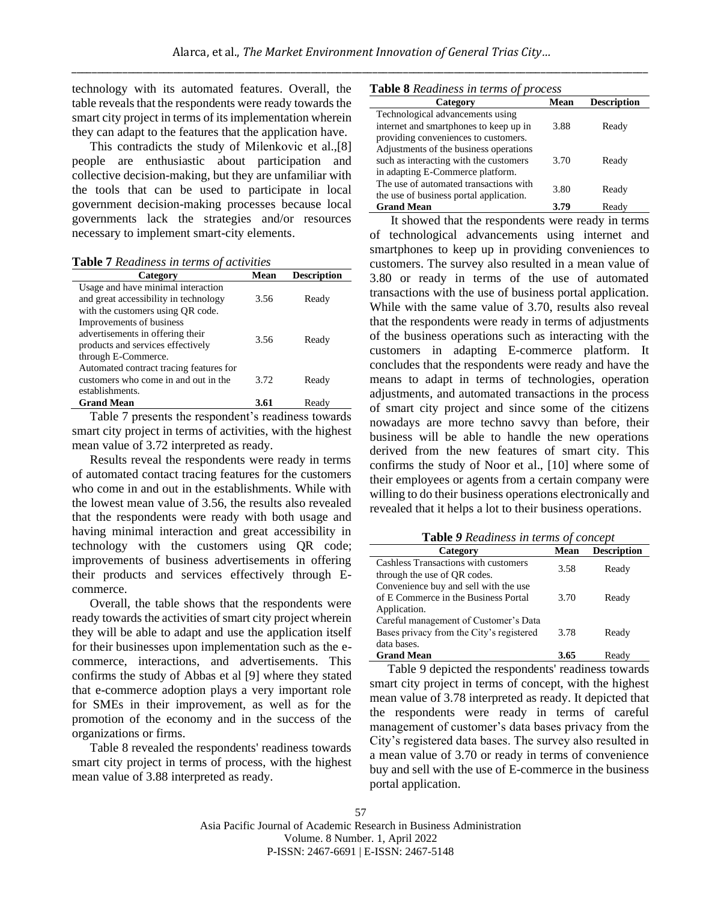technology with its automated features. Overall, the table reveals that the respondents were ready towards the smart city project in terms of its implementation wherein they can adapt to the features that the application have.

This contradicts the study of Milenkovic et al.,[8] people are enthusiastic about participation and collective decision-making, but they are unfamiliar with the tools that can be used to participate in local government decision-making processes because local governments lack the strategies and/or resources necessary to implement smart-city elements.

**Table 7** *Readiness in terms of activities*

| Category | Mean | Description |
|---|---|---|
| Usage and have minimal interaction and great accessibility in technology with the customers using QR code. | 3.56 | Ready |
| Improvements of business advertisements in offering their products and services effectively through E-Commerce. | 3.56 | Ready |
| Automated contract tracing features for customers who come in and out in the establishments. | 3.72 | Ready |
| **Grand Mean** | **3.61** | Ready |

Table 7 presents the respondent's readiness towards smart city project in terms of activities, with the highest mean value of 3.72 interpreted as ready.

Results reveal the respondents were ready in terms of automated contact tracing features for the customers who come in and out in the establishments. While with the lowest mean value of 3.56, the results also revealed that the respondents were ready with both usage and having minimal interaction and great accessibility in technology with the customers using QR code; improvements of business advertisements in offering their products and services effectively through E-commerce.

Overall, the table shows that the respondents were ready towards the activities of smart city project wherein they will be able to adapt and use the application itself for their businesses upon implementation such as the e-commerce, interactions, and advertisements. This confirms the study of Abbas et al [9] where they stated that e-commerce adoption plays a very important role for SMEs in their improvement, as well as for the promotion of the economy and in the success of the organizations or firms.

Table 8 revealed the respondents' readiness towards smart city project in terms of process, with the highest mean value of 3.88 interpreted as ready.

**Table 8** *Readiness in terms of process*

| Category | Mean | Description |
|---|---|---|
| Technological advancements using internet and smartphones to keep up in providing conveniences to customers. | 3.88 | Ready |
| Adjustments of the business operations such as interacting with the customers in adapting E-Commerce platform. | 3.70 | Ready |
| The use of automated transactions with the use of business portal application. | 3.80 | Ready |
| **Grand Mean** | **3.79** | Ready |

It showed that the respondents were ready in terms of technological advancements using internet and smartphones to keep up in providing conveniences to customers. The survey also resulted in a mean value of 3.80 or ready in terms of the use of automated transactions with the use of business portal application. While with the same value of 3.70, results also reveal that the respondents were ready in terms of adjustments of the business operations such as interacting with the customers in adapting E-commerce platform. It concludes that the respondents were ready and have the means to adapt in terms of technologies, operation adjustments, and automated transactions in the process of smart city project and since some of the citizens nowadays are more techno savvy than before, their business will be able to handle the new operations derived from the new features of smart city. This confirms the study of Noor et al., [10] where some of their employees or agents from a certain company were willing to do their business operations electronically and revealed that it helps a lot to their business operations.

**Table 9** *Readiness in terms of concept*

| Category | Mean | Description |
|---|---|---|
| Cashless Transactions with customers through the use of QR codes. | 3.58 | Ready |
| Convenience buy and sell with the use of E Commerce in the Business Portal Application. | 3.70 | Ready |
| Careful management of Customer's Data Bases privacy from the City's registered data bases. | 3.78 | Ready |
| **Grand Mean** | **3.65** | Ready |

Table 9 depicted the respondents' readiness towards smart city project in terms of concept, with the highest mean value of 3.78 interpreted as ready. It depicted that the respondents were ready in terms of careful management of customer's data bases privacy from the City's registered data bases. The survey also resulted in a mean value of 3.70 or ready in terms of convenience buy and sell with the use of E-commerce in the business portal application.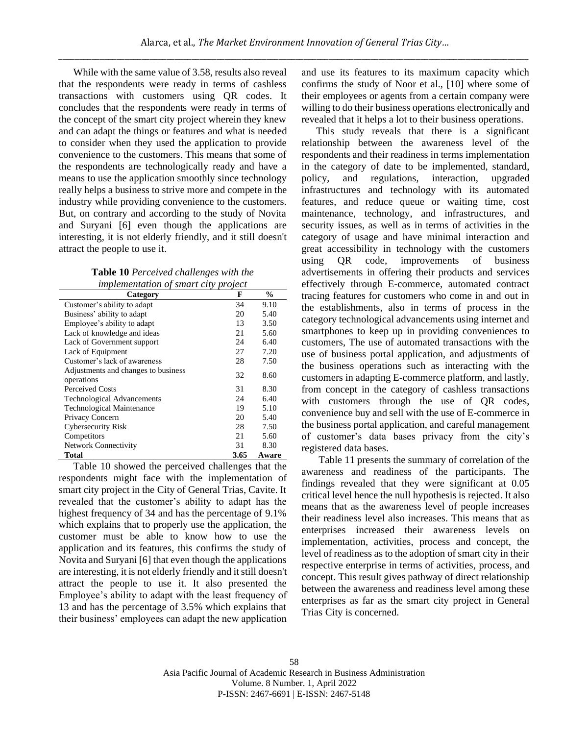While with the same value of 3.58, results also reveal that the respondents were ready in terms of cashless transactions with customers using QR codes. It concludes that the respondents were ready in terms of the concept of the smart city project wherein they knew and can adapt the things or features and what is needed to consider when they used the application to provide convenience to the customers. This means that some of the respondents are technologically ready and have a means to use the application smoothly since technology really helps a business to strive more and compete in the industry while providing convenience to the customers. But, on contrary and according to the study of Novita and Suryani [6] even though the applications are interesting, it is not elderly friendly, and it still doesn't attract the people to use it.

**Table 10** *Perceived challenges with the implementation of smart city project*

| Category | F | % |
|---|---|---|
| Customer's ability to adapt | 34 | 9.10 |
| Business' ability to adapt | 20 | 5.40 |
| Employee's ability to adapt | 13 | 3.50 |
| Lack of knowledge and ideas | 21 | 5.60 |
| Lack of Government support | 24 | 6.40 |
| Lack of Equipment | 27 | 7.20 |
| Customer's lack of awareness | 28 | 7.50 |
| Adjustments and changes to business operations | 32 | 8.60 |
| Perceived Costs | 31 | 8.30 |
| Technological Advancements | 24 | 6.40 |
| Technological Maintenance | 19 | 5.10 |
| Privacy Concern | 20 | 5.40 |
| Cybersecurity Risk | 28 | 7.50 |
| Competitors | 21 | 5.60 |
| Network Connectivity | 31 | 8.30 |
| **Total** | **3.65** | **Aware** |

Table 10 showed the perceived challenges that the respondents might face with the implementation of smart city project in the City of General Trias, Cavite. It revealed that the customer's ability to adapt has the highest frequency of 34 and has the percentage of 9.1% which explains that to properly use the application, the customer must be able to know how to use the application and its features, this confirms the study of Novita and Suryani [6] that even though the applications are interesting, it is not elderly friendly and it still doesn't attract the people to use it. It also presented the Employee's ability to adapt with the least frequency of 13 and has the percentage of 3.5% which explains that their business' employees can adapt the new application and use its features to its maximum capacity which confirms the study of Noor et al., [10] where some of their employees or agents from a certain company were willing to do their business operations electronically and revealed that it helps a lot to their business operations.

This study reveals that there is a significant relationship between the awareness level of the respondents and their readiness in terms implementation in the category of date to be implemented, standard, policy, and regulations, interaction, upgraded infrastructures and technology with its automated features, and reduce queue or waiting time, cost maintenance, technology, and infrastructures, and security issues, as well as in terms of activities in the category of usage and have minimal interaction and great accessibility in technology with the customers using QR code, improvements of business advertisements in offering their products and services effectively through E-commerce, automated contract tracing features for customers who come in and out in the establishments, also in terms of process in the category technological advancements using internet and smartphones to keep up in providing conveniences to customers, The use of automated transactions with the use of business portal application, and adjustments of the business operations such as interacting with the customers in adapting E-commerce platform, and lastly, from concept in the category of cashless transactions with customers through the use of QR codes, convenience buy and sell with the use of E-commerce in the business portal application, and careful management of customer's data bases privacy from the city's registered data bases.

Table 11 presents the summary of correlation of the awareness and readiness of the participants. The findings revealed that they were significant at 0.05 critical level hence the null hypothesis is rejected. It also means that as the awareness level of people increases their readiness level also increases. This means that as enterprises increased their awareness levels on implementation, activities, process and concept, the level of readiness as to the adoption of smart city in their respective enterprise in terms of activities, process, and concept. This result gives pathway of direct relationship between the awareness and readiness level among these enterprises as far as the smart city project in General Trias City is concerned.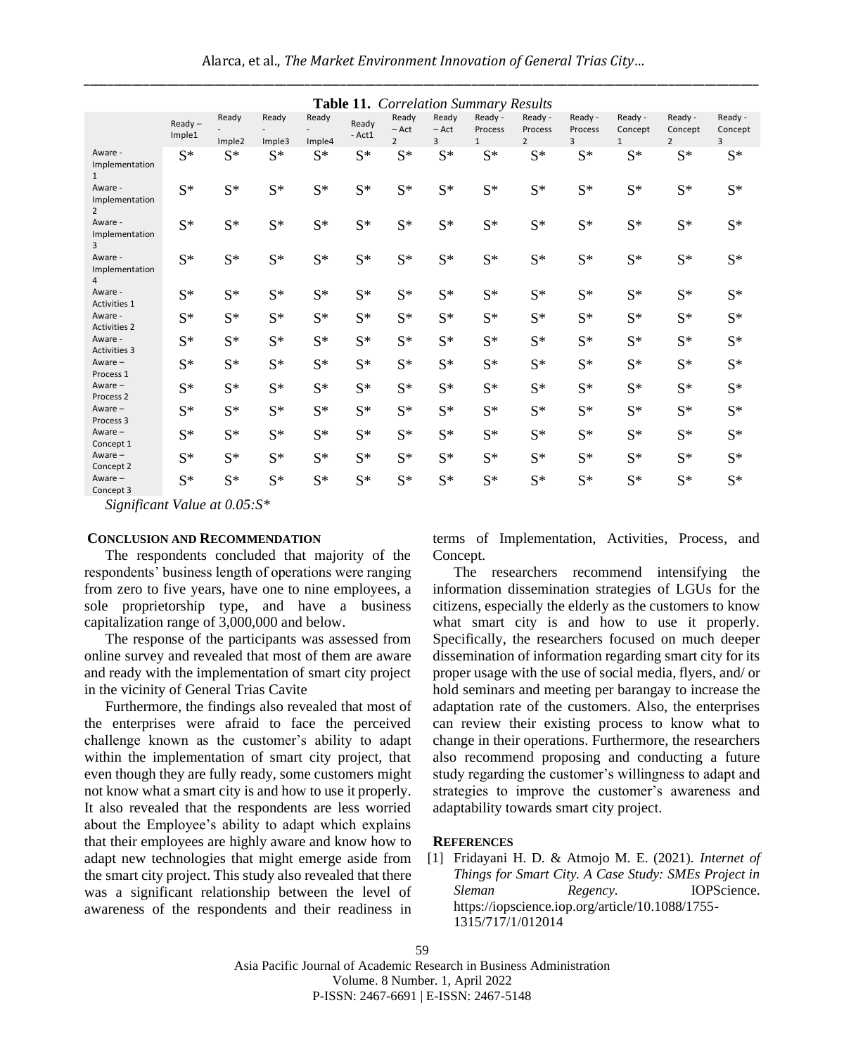**Table 11.** *Correlation Summary Results*

| | Ready – Imple1 | Ready - Imple2 | Ready - Imple3 | Ready - Imple4 | Ready - Act1 | Ready – Act 2 | Ready – Act 3 | Ready - Process 1 | Ready - Process 2 | Ready - Process 3 | Ready - Concept 1 | Ready - Concept 2 | Ready - Concept 3 |
|---|---|---|---|---|---|---|---|---|---|---|---|---|---|
| Aware - Implementation 1 | S* | S* | S* | S* | S* | S* | S* | S* | S* | S* | S* | S* | S* |
| Aware - Implementation 2 | S* | S* | S* | S* | S* | S* | S* | S* | S* | S* | S* | S* | S* |
| Aware - Implementation 3 | S* | S* | S* | S* | S* | S* | S* | S* | S* | S* | S* | S* | S* |
| Aware - Implementation 4 | S* | S* | S* | S* | S* | S* | S* | S* | S* | S* | S* | S* | S* |
| Aware - Activities 1 | S* | S* | S* | S* | S* | S* | S* | S* | S* | S* | S* | S* | S* |
| Aware - Activities 2 | S* | S* | S* | S* | S* | S* | S* | S* | S* | S* | S* | S* | S* |
| Aware - Activities 3 | S* | S* | S* | S* | S* | S* | S* | S* | S* | S* | S* | S* | S* |
| Aware – Process 1 | S* | S* | S* | S* | S* | S* | S* | S* | S* | S* | S* | S* | S* |
| Aware – Process 2 | S* | S* | S* | S* | S* | S* | S* | S* | S* | S* | S* | S* | S* |
| Aware – Process 3 | S* | S* | S* | S* | S* | S* | S* | S* | S* | S* | S* | S* | S* |
| Aware – Concept 1 | S* | S* | S* | S* | S* | S* | S* | S* | S* | S* | S* | S* | S* |
| Aware – Concept 2 | S* | S* | S* | S* | S* | S* | S* | S* | S* | S* | S* | S* | S* |
| Aware – Concept 3 | S* | S* | S* | S* | S* | S* | S* | S* | S* | S* | S* | S* | S* |

*Significant Value at 0.05:S**

## CONCLUSION AND RECOMMENDATION

The respondents concluded that majority of the respondents' business length of operations were ranging from zero to five years, have one to nine employees, a sole proprietorship type, and have a business capitalization range of 3,000,000 and below.

The response of the participants was assessed from online survey and revealed that most of them are aware and ready with the implementation of smart city project in the vicinity of General Trias Cavite

Furthermore, the findings also revealed that most of the enterprises were afraid to face the perceived challenge known as the customer's ability to adapt within the implementation of smart city project, that even though they are fully ready, some customers might not know what a smart city is and how to use it properly. It also revealed that the respondents are less worried about the Employee's ability to adapt which explains that their employees are highly aware and know how to adapt new technologies that might emerge aside from the smart city project. This study also revealed that there was a significant relationship between the level of awareness of the respondents and their readiness in terms of Implementation, Activities, Process, and Concept.

The researchers recommend intensifying the information dissemination strategies of LGUs for the citizens, especially the elderly as the customers to know what smart city is and how to use it properly. Specifically, the researchers focused on much deeper dissemination of information regarding smart city for its proper usage with the use of social media, flyers, and/ or hold seminars and meeting per barangay to increase the adaptation rate of the customers. Also, the enterprises can review their existing process to know what to change in their operations. Furthermore, the researchers also recommend proposing and conducting a future study regarding the customer's willingness to adapt and strategies to improve the customer's awareness and adaptability towards smart city project.

## REFERENCES

[1] Fridayani H. D. & Atmojo M. E. (2021). *Internet of Things for Smart City. A Case Study: SMEs Project in Sleman Regency.* IOPScience. https://iopscience.iop.org/article/10.1088/1755-1315/717/1/012014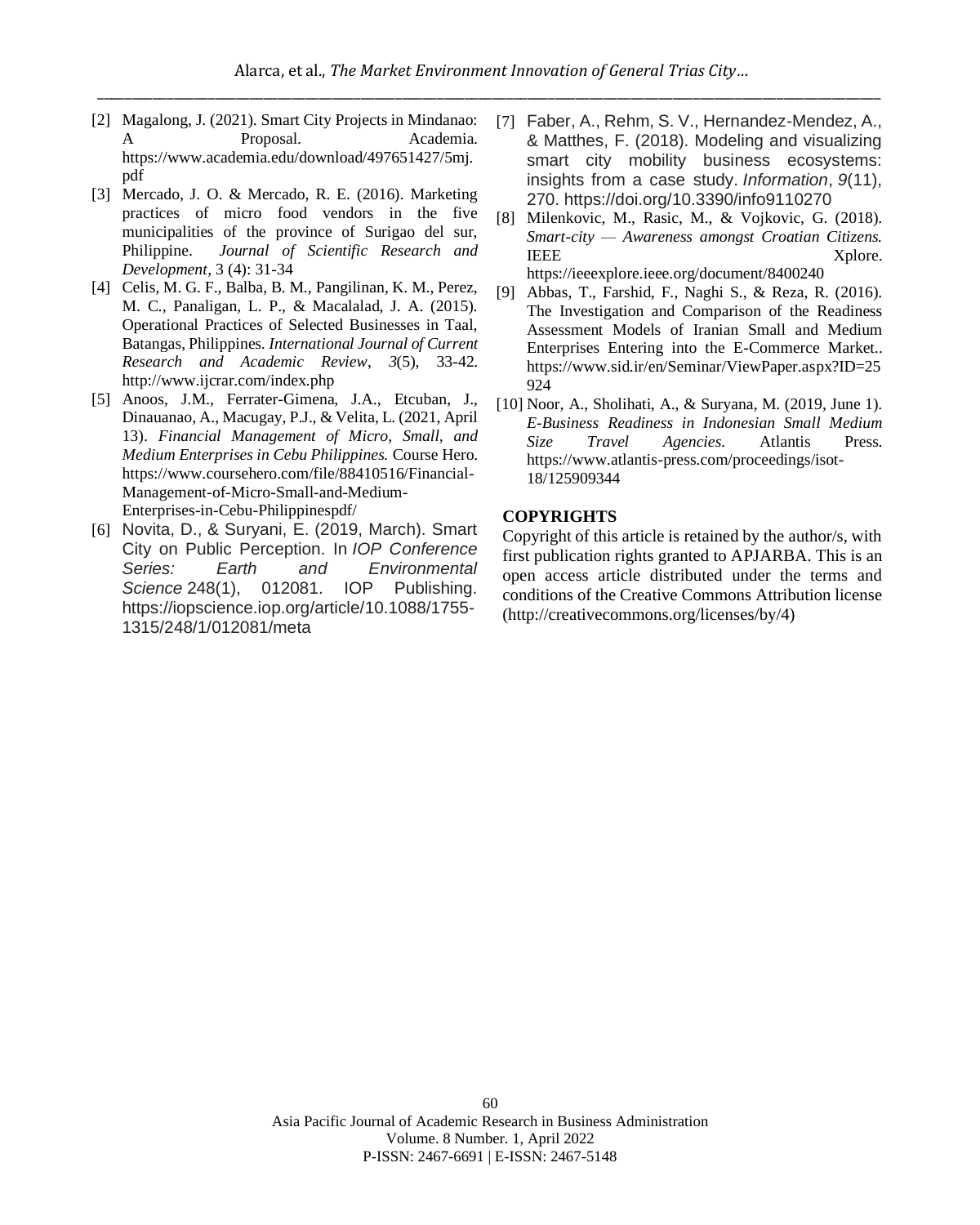[2] Magalong, J. (2021). Smart City Projects in Mindanao: A Proposal. Academia. https://www.academia.edu/download/497651427/5mj.pdf

[3] Mercado, J. O. & Mercado, R. E. (2016). Marketing practices of micro food vendors in the five municipalities of the province of Surigao del sur, Philippine. *Journal of Scientific Research and Development,* 3 (4): 31-34

[4] Celis, M. G. F., Balba, B. M., Pangilinan, K. M., Perez, M. C., Panaligan, L. P., & Macalalad, J. A. (2015). Operational Practices of Selected Businesses in Taal, Batangas, Philippines. *International Journal of Current Research and Academic Review*, *3*(5), 33-42. http://www.ijcrar.com/index.php

[5] Anoos, J.M., Ferrater-Gimena, J.A., Etcuban, J., Dinauanao, A., Macugay, P.J., & Velita, L. (2021, April 13). *Financial Management of Micro, Small, and Medium Enterprises in Cebu Philippines.* Course Hero. https://www.coursehero.com/file/88410516/Financial-Management-of-Micro-Small-and-Medium-Enterprises-in-Cebu-Philippinespdf/

[6] Novita, D., & Suryani, E. (2019, March). Smart City on Public Perception. In *IOP Conference Series: Earth and Environmental Science* 248(1), 012081. IOP Publishing. https://iopscience.iop.org/article/10.1088/1755-1315/248/1/012081/meta

[7] Faber, A., Rehm, S. V., Hernandez-Mendez, A., & Matthes, F. (2018). Modeling and visualizing smart city mobility business ecosystems: insights from a case study. *Information*, *9*(11), 270. https://doi.org/10.3390/info9110270

[8] Milenkovic, M., Rasic, M., & Vojkovic, G. (2018). *Smart-city — Awareness amongst Croatian Citizens.* IEEE Xplore. https://ieeexplore.ieee.org/document/8400240

[9] Abbas, T., Farshid, F., Naghi S., & Reza, R. (2016). The Investigation and Comparison of the Readiness Assessment Models of Iranian Small and Medium Enterprises Entering into the E-Commerce Market.. https://www.sid.ir/en/Seminar/ViewPaper.aspx?ID=25924

[10] Noor, A., Sholihati, A., & Suryana, M. (2019, June 1). *E-Business Readiness in Indonesian Small Medium Size Travel Agencies.* Atlantis Press. https://www.atlantis-press.com/proceedings/isot-18/125909344

## COPYRIGHTS

Copyright of this article is retained by the author/s, with first publication rights granted to APJARBA. This is an open access article distributed under the terms and conditions of the Creative Commons Attribution license (http://creativecommons.org/licenses/by/4)